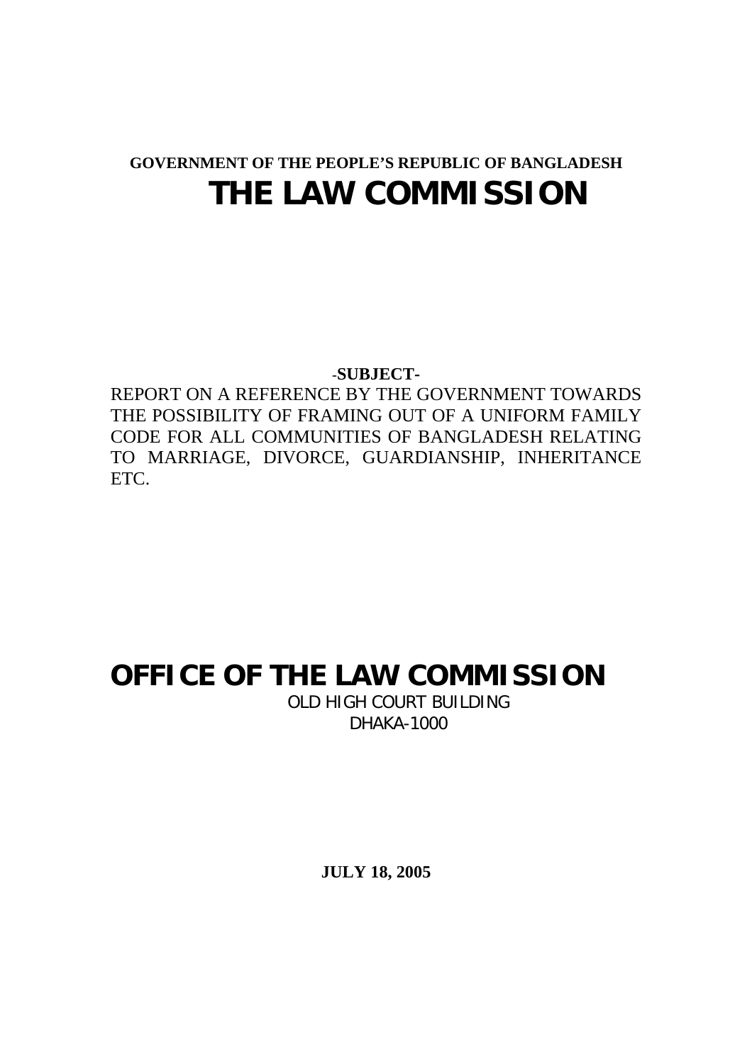**GOVERNMENT OF THE PEOPLE'S REPUBLIC OF BANGLADESH**

# THE LAW COMMISSION

**-SUBJECT-**

REPORT ON A REFERENCE BY THE GOVERNMENT TOWARDS THE POSSIBILITY OF FRAMING OUT OF A UNIFORM FAMILY CODE FOR ALL COMMUNITIES OF BANGLADESH RELATING TO MARRIAGE, DIVORCE, GUARDIANSHIP, INHERITANCE ETC.

# OFFICE OF THE LAW COMMISSION

OLD HIGH COURT BUILDING

DHAKA-1000

**JULY 18, 2005**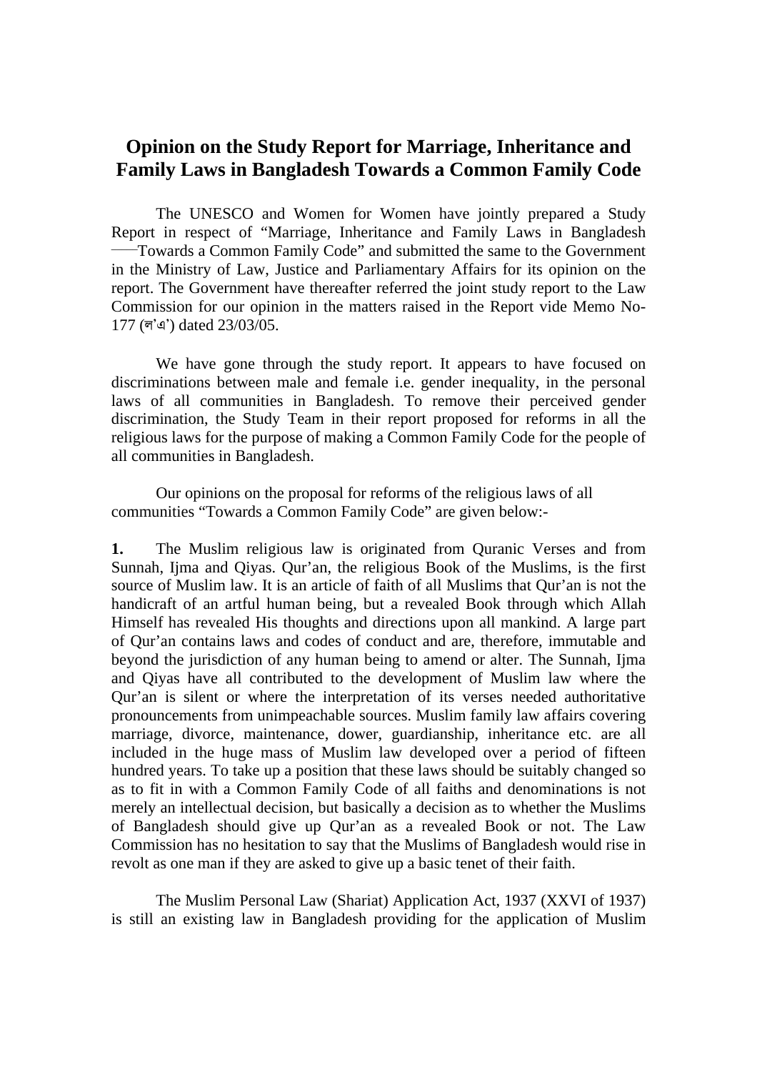# Opinion on the Study Report for Marriage, Inheritance and Family Laws in Bangladesh Towards a Common Family Code

The UNESCO and Women for Women have jointly prepared a Study Report in respect of "Marriage, Inheritance and Family Laws in Bangladesh ——Towards a Common Family Code" and submitted the same to the Government in the Ministry of Law, Justice and Parliamentary Affairs for its opinion on the report. The Government have thereafter referred the joint study report to the Law Commission for our opinion in the matters raised in the Report vide Memo No-177 (ল'এ') dated 23/03/05.

We have gone through the study report. It appears to have focused on discriminations between male and female i.e. gender inequality, in the personal laws of all communities in Bangladesh. To remove their perceived gender discrimination, the Study Team in their report proposed for reforms in all the religious laws for the purpose of making a Common Family Code for the people of all communities in Bangladesh.

Our opinions on the proposal for reforms of the religious laws of all communities "Towards a Common Family Code" are given below:-

**1.** The Muslim religious law is originated from Quranic Verses and from Sunnah, Ijma and Qiyas. Qur'an, the religious Book of the Muslims, is the first source of Muslim law. It is an article of faith of all Muslims that Qur'an is not the handicraft of an artful human being, but a revealed Book through which Allah Himself has revealed His thoughts and directions upon all mankind. A large part of Qur'an contains laws and codes of conduct and are, therefore, immutable and beyond the jurisdiction of any human being to amend or alter. The Sunnah, Ijma and Qiyas have all contributed to the development of Muslim law where the Qur'an is silent or where the interpretation of its verses needed authoritative pronouncements from unimpeachable sources. Muslim family law affairs covering marriage, divorce, maintenance, dower, guardianship, inheritance etc. are all included in the huge mass of Muslim law developed over a period of fifteen hundred years. To take up a position that these laws should be suitably changed so as to fit in with a Common Family Code of all faiths and denominations is not merely an intellectual decision, but basically a decision as to whether the Muslims of Bangladesh should give up Qur'an as a revealed Book or not. The Law Commission has no hesitation to say that the Muslims of Bangladesh would rise in revolt as one man if they are asked to give up a basic tenet of their faith.

The Muslim Personal Law (Shariat) Application Act, 1937 (XXVI of 1937) is still an existing law in Bangladesh providing for the application of Muslim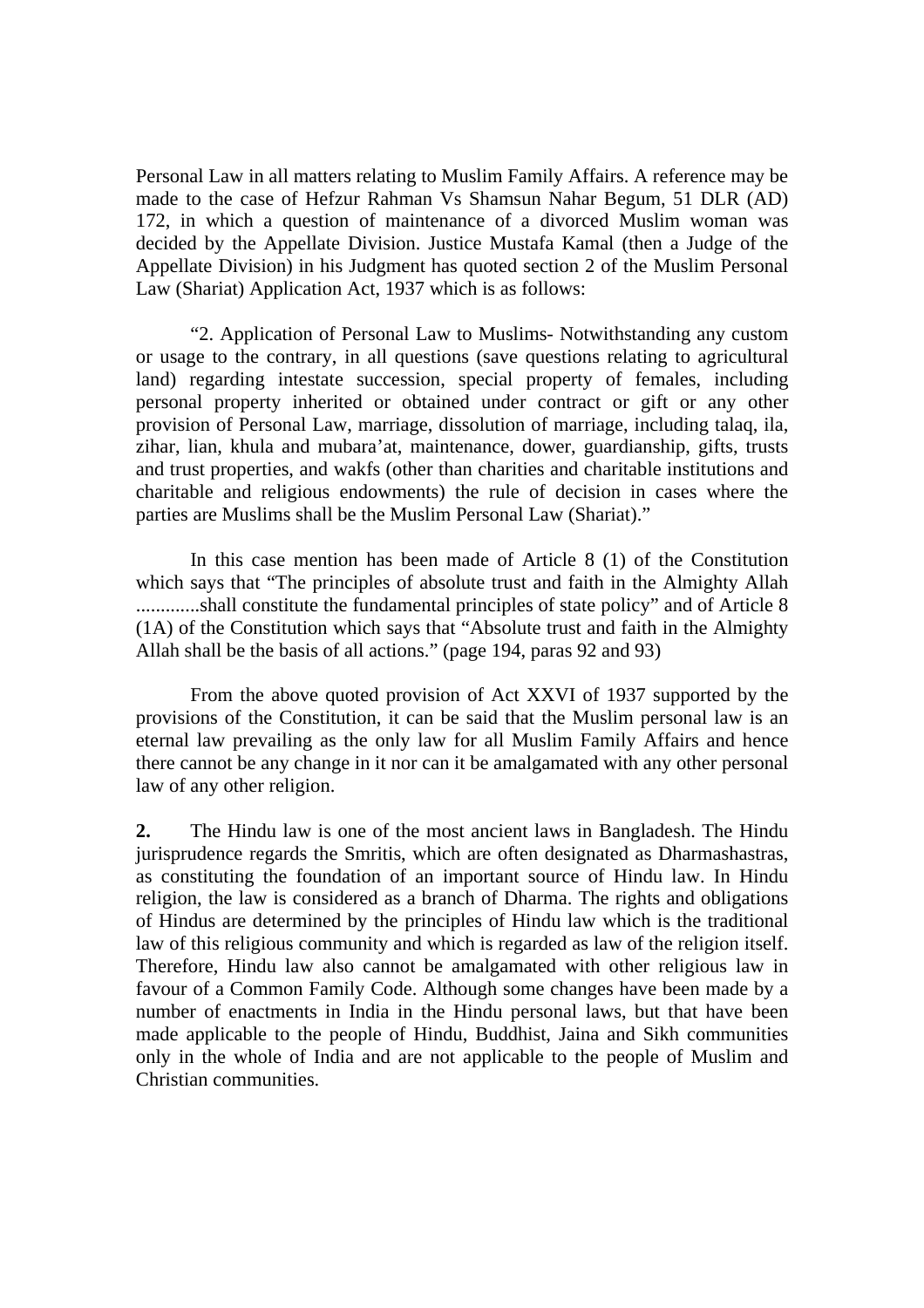Personal Law in all matters relating to Muslim Family Affairs. A reference may be made to the case of Hefzur Rahman Vs Shamsun Nahar Begum, 51 DLR (AD) 172, in which a question of maintenance of a divorced Muslim woman was decided by the Appellate Division. Justice Mustafa Kamal (then a Judge of the Appellate Division) in his Judgment has quoted section 2 of the Muslim Personal Law (Shariat) Application Act, 1937 which is as follows:

"2. Application of Personal Law to Muslims- Notwithstanding any custom or usage to the contrary, in all questions (save questions relating to agricultural land) regarding intestate succession, special property of females, including personal property inherited or obtained under contract or gift or any other provision of Personal Law, marriage, dissolution of marriage, including talaq, ila, zihar, lian, khula and mubara'at, maintenance, dower, guardianship, gifts, trusts and trust properties, and wakfs (other than charities and charitable institutions and charitable and religious endowments) the rule of decision in cases where the parties are Muslims shall be the Muslim Personal Law (Shariat)."

In this case mention has been made of Article 8 (1) of the Constitution which says that "The principles of absolute trust and faith in the Almighty Allah .............shall constitute the fundamental principles of state policy" and of Article 8 (1A) of the Constitution which says that "Absolute trust and faith in the Almighty Allah shall be the basis of all actions." (page 194, paras 92 and 93)

From the above quoted provision of Act XXVI of 1937 supported by the provisions of the Constitution, it can be said that the Muslim personal law is an eternal law prevailing as the only law for all Muslim Family Affairs and hence there cannot be any change in it nor can it be amalgamated with any other personal law of any other religion.

**2.** The Hindu law is one of the most ancient laws in Bangladesh. The Hindu jurisprudence regards the Smritis, which are often designated as Dharmashastras, as constituting the foundation of an important source of Hindu law. In Hindu religion, the law is considered as a branch of Dharma. The rights and obligations of Hindus are determined by the principles of Hindu law which is the traditional law of this religious community and which is regarded as law of the religion itself. Therefore, Hindu law also cannot be amalgamated with other religious law in favour of a Common Family Code. Although some changes have been made by a number of enactments in India in the Hindu personal laws, but that have been made applicable to the people of Hindu, Buddhist, Jaina and Sikh communities only in the whole of India and are not applicable to the people of Muslim and Christian communities.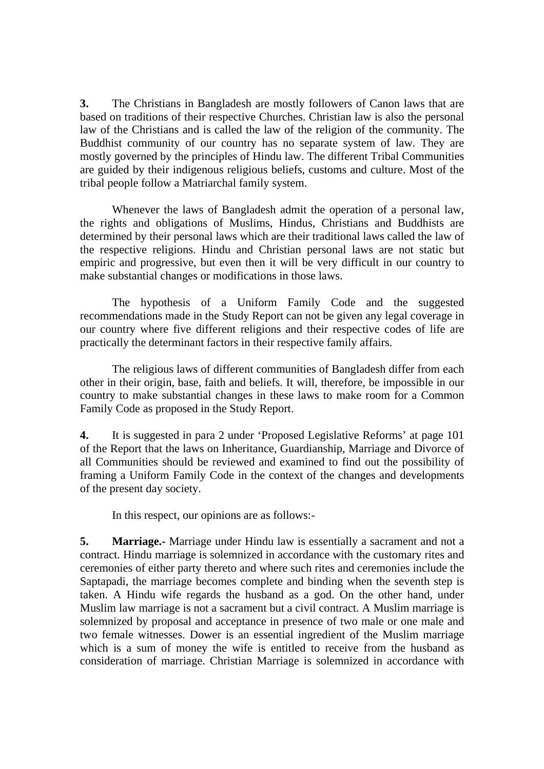**3.** The Christians in Bangladesh are mostly followers of Canon laws that are based on traditions of their respective Churches. Christian law is also the personal law of the Christians and is called the law of the religion of the community. The Buddhist community of our country has no separate system of law. They are mostly governed by the principles of Hindu law. The different Tribal Communities are guided by their indigenous religious beliefs, customs and culture. Most of the tribal people follow a Matriarchal family system.

Whenever the laws of Bangladesh admit the operation of a personal law, the rights and obligations of Muslims, Hindus, Christians and Buddhists are determined by their personal laws which are their traditional laws called the law of the respective religions. Hindu and Christian personal laws are not static but empiric and progressive, but even then it will be very difficult in our country to make substantial changes or modifications in those laws.

The hypothesis of a Uniform Family Code and the suggested recommendations made in the Study Report can not be given any legal coverage in our country where five different religions and their respective codes of life are practically the determinant factors in their respective family affairs.

The religious laws of different communities of Bangladesh differ from each other in their origin, base, faith and beliefs. It will, therefore, be impossible in our country to make substantial changes in these laws to make room for a Common Family Code as proposed in the Study Report.

**4.** It is suggested in para 2 under 'Proposed Legislative Reforms' at page 101 of the Report that the laws on Inheritance, Guardianship, Marriage and Divorce of all Communities should be reviewed and examined to find out the possibility of framing a Uniform Family Code in the context of the changes and developments of the present day society.

In this respect, our opinions are as follows:-

**5. Marriage.-** Marriage under Hindu law is essentially a sacrament and not a contract. Hindu marriage is solemnized in accordance with the customary rites and ceremonies of either party thereto and where such rites and ceremonies include the Saptapadi, the marriage becomes complete and binding when the seventh step is taken. A Hindu wife regards the husband as a god. On the other hand, under Muslim law marriage is not a sacrament but a civil contract. A Muslim marriage is solemnized by proposal and acceptance in presence of two male or one male and two female witnesses. Dower is an essential ingredient of the Muslim marriage which is a sum of money the wife is entitled to receive from the husband as consideration of marriage. Christian Marriage is solemnized in accordance with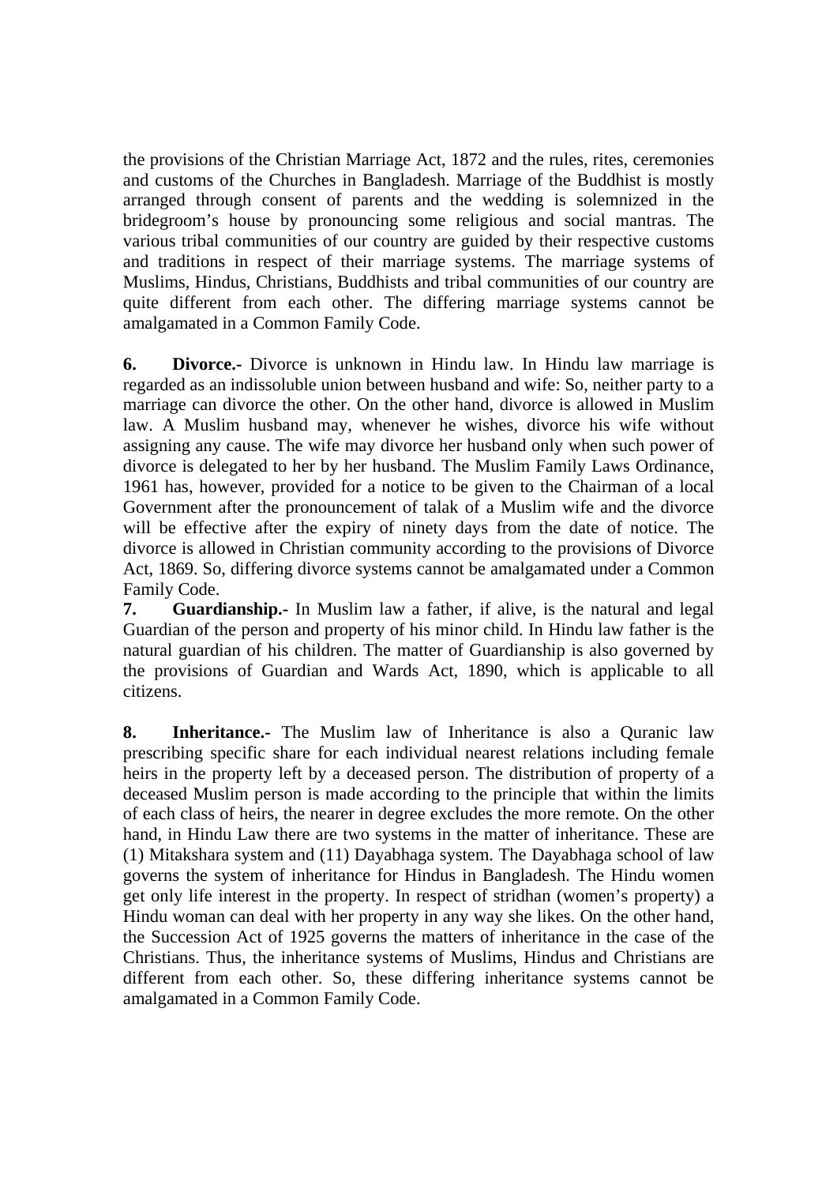the provisions of the Christian Marriage Act, 1872 and the rules, rites, ceremonies and customs of the Churches in Bangladesh. Marriage of the Buddhist is mostly arranged through consent of parents and the wedding is solemnized in the bridegroom's house by pronouncing some religious and social mantras. The various tribal communities of our country are guided by their respective customs and traditions in respect of their marriage systems. The marriage systems of Muslims, Hindus, Christians, Buddhists and tribal communities of our country are quite different from each other. The differing marriage systems cannot be amalgamated in a Common Family Code.

**6. Divorce.-** Divorce is unknown in Hindu law. In Hindu law marriage is regarded as an indissoluble union between husband and wife: So, neither party to a marriage can divorce the other. On the other hand, divorce is allowed in Muslim law. A Muslim husband may, whenever he wishes, divorce his wife without assigning any cause. The wife may divorce her husband only when such power of divorce is delegated to her by her husband. The Muslim Family Laws Ordinance, 1961 has, however, provided for a notice to be given to the Chairman of a local Government after the pronouncement of talak of a Muslim wife and the divorce will be effective after the expiry of ninety days from the date of notice. The divorce is allowed in Christian community according to the provisions of Divorce Act, 1869. So, differing divorce systems cannot be amalgamated under a Common Family Code.

**7. Guardianship.-** In Muslim law a father, if alive, is the natural and legal Guardian of the person and property of his minor child. In Hindu law father is the natural guardian of his children. The matter of Guardianship is also governed by the provisions of Guardian and Wards Act, 1890, which is applicable to all citizens.

**8. Inheritance.-** The Muslim law of Inheritance is also a Quranic law prescribing specific share for each individual nearest relations including female heirs in the property left by a deceased person. The distribution of property of a deceased Muslim person is made according to the principle that within the limits of each class of heirs, the nearer in degree excludes the more remote. On the other hand, in Hindu Law there are two systems in the matter of inheritance. These are (1) Mitakshara system and (11) Dayabhaga system. The Dayabhaga school of law governs the system of inheritance for Hindus in Bangladesh. The Hindu women get only life interest in the property. In respect of stridhan (women's property) a Hindu woman can deal with her property in any way she likes. On the other hand, the Succession Act of 1925 governs the matters of inheritance in the case of the Christians. Thus, the inheritance systems of Muslims, Hindus and Christians are different from each other. So, these differing inheritance systems cannot be amalgamated in a Common Family Code.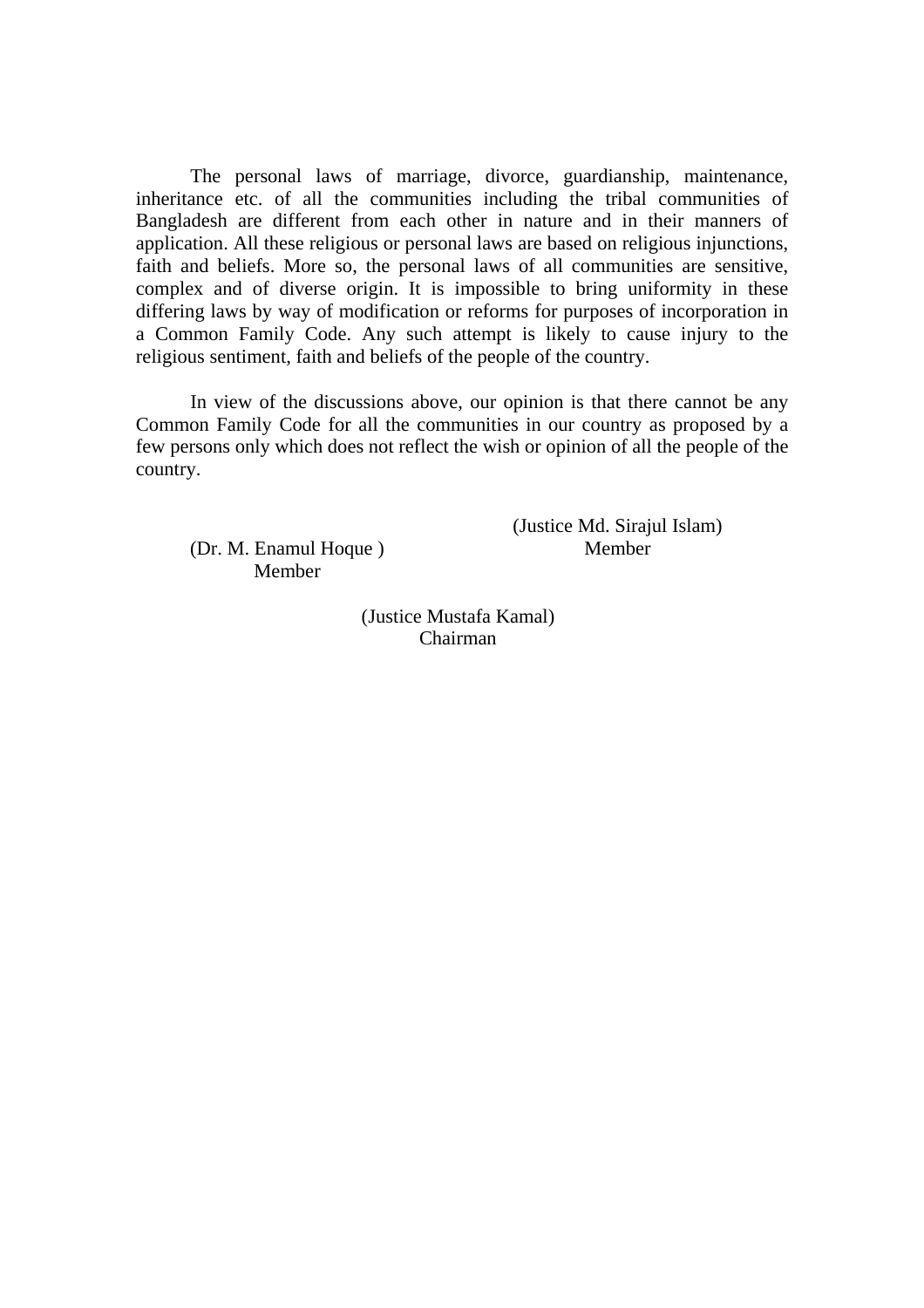The personal laws of marriage, divorce, guardianship, maintenance, inheritance etc. of all the communities including the tribal communities of Bangladesh are different from each other in nature and in their manners of application. All these religious or personal laws are based on religious injunctions, faith and beliefs. More so, the personal laws of all communities are sensitive, complex and of diverse origin. It is impossible to bring uniformity in these differing laws by way of modification or reforms for purposes of incorporation in a Common Family Code. Any such attempt is likely to cause injury to the religious sentiment, faith and beliefs of the people of the country.

In view of the discussions above, our opinion is that there cannot be any Common Family Code for all the communities in our country as proposed by a few persons only which does not reflect the wish or opinion of all the people of the country.

(Justice Md. Sirajul Islam)
Member

(Dr. M. Enamul Hoque )
Member

(Justice Mustafa Kamal)
Chairman